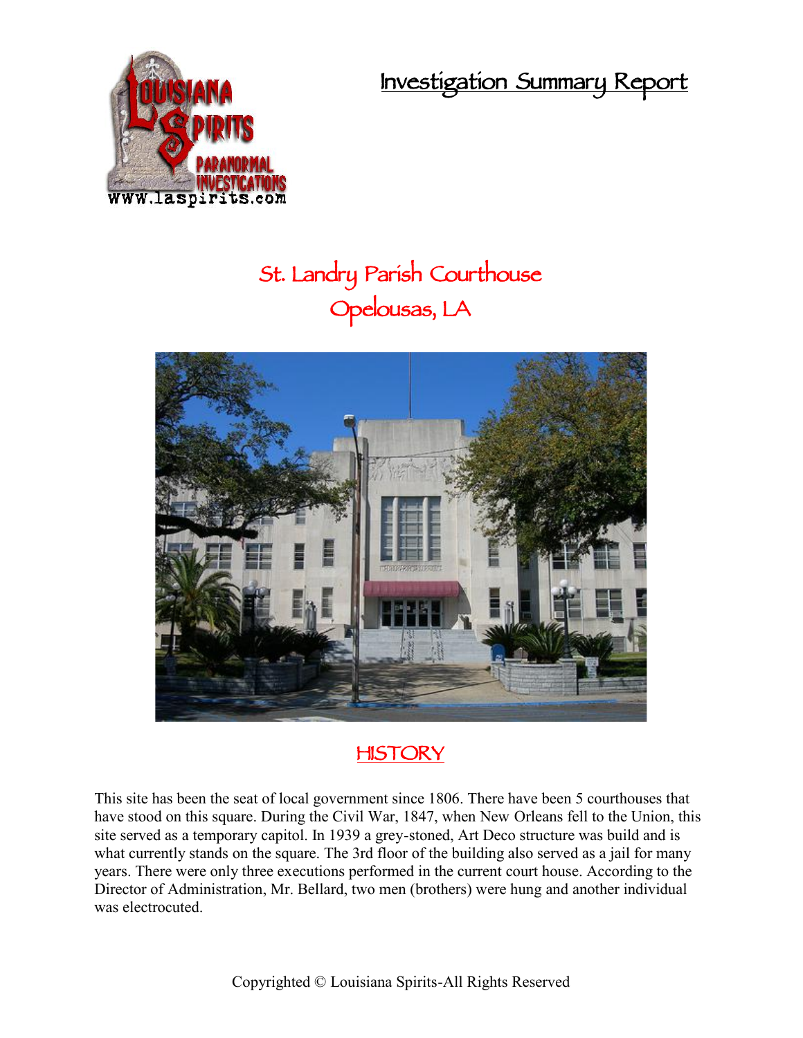# Investigation Summary Report

## St. Landry Parish Courthouse
## Opelousas, LA

## HISTORY

This site has been the seat of local government since 1806. There have been 5 courthouses that have stood on this square. During the Civil War, 1847, when New Orleans fell to the Union, this site served as a temporary capitol. In 1939 a grey-stoned, Art Deco structure was build and is what currently stands on the square. The 3rd floor of the building also served as a jail for many years. There were only three executions performed in the current court house. According to the Director of Administration, Mr. Bellard, two men (brothers) were hung and another individual was electrocuted.

Copyrighted © Louisiana Spirits-All Rights Reserved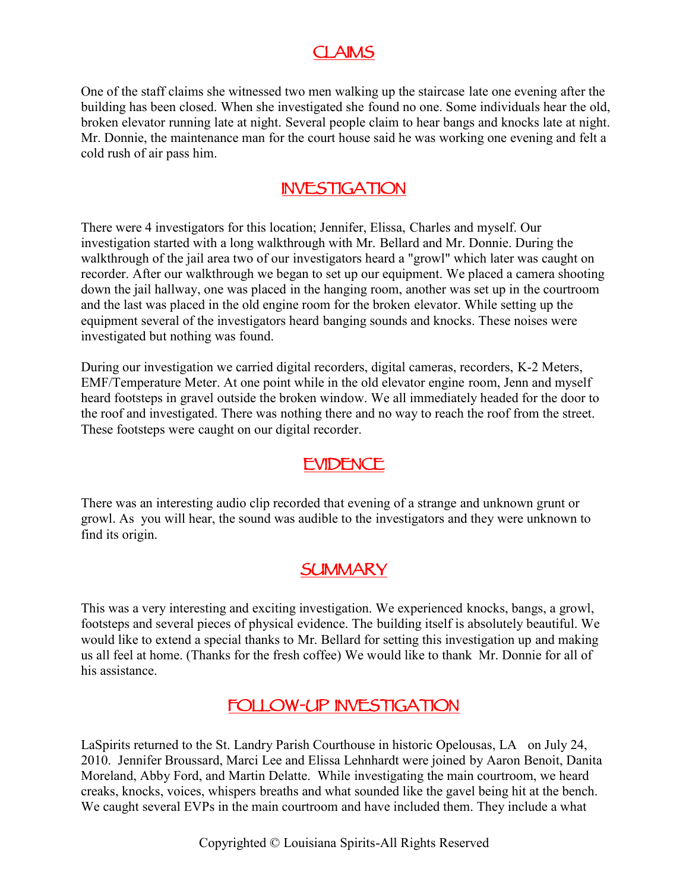## CLAIMS

One of the staff claims she witnessed two men walking up the staircase late one evening after the building has been closed. When she investigated she found no one. Some individuals hear the old, broken elevator running late at night. Several people claim to hear bangs and knocks late at night. Mr. Donnie, the maintenance man for the court house said he was working one evening and felt a cold rush of air pass him.

## INVESTIGATION

There were 4 investigators for this location; Jennifer, Elissa, Charles and myself. Our investigation started with a long walkthrough with Mr. Bellard and Mr. Donnie. During the walkthrough of the jail area two of our investigators heard a "growl" which later was caught on recorder. After our walkthrough we began to set up our equipment. We placed a camera shooting down the jail hallway, one was placed in the hanging room, another was set up in the courtroom and the last was placed in the old engine room for the broken elevator. While setting up the equipment several of the investigators heard banging sounds and knocks. These noises were investigated but nothing was found.

During our investigation we carried digital recorders, digital cameras, recorders, K-2 Meters, EMF/Temperature Meter. At one point while in the old elevator engine room, Jenn and myself heard footsteps in gravel outside the broken window. We all immediately headed for the door to the roof and investigated. There was nothing there and no way to reach the roof from the street. These footsteps were caught on our digital recorder.

## EVIDENCE

There was an interesting audio clip recorded that evening of a strange and unknown grunt or growl. As you will hear, the sound was audible to the investigators and they were unknown to find its origin.

## SUMMARY

This was a very interesting and exciting investigation. We experienced knocks, bangs, a growl, footsteps and several pieces of physical evidence. The building itself is absolutely beautiful. We would like to extend a special thanks to Mr. Bellard for setting this investigation up and making us all feel at home. (Thanks for the fresh coffee) We would like to thank Mr. Donnie for all of his assistance.

## FOLLOW-UP INVESTIGATION

LaSpirits returned to the St. Landry Parish Courthouse in historic Opelousas, LA on July 24, 2010. Jennifer Broussard, Marci Lee and Elissa Lehnhardt were joined by Aaron Benoit, Danita Moreland, Abby Ford, and Martin Delatte. While investigating the main courtroom, we heard creaks, knocks, voices, whispers breaths and what sounded like the gavel being hit at the bench. We caught several EVPs in the main courtroom and have included them. They include a what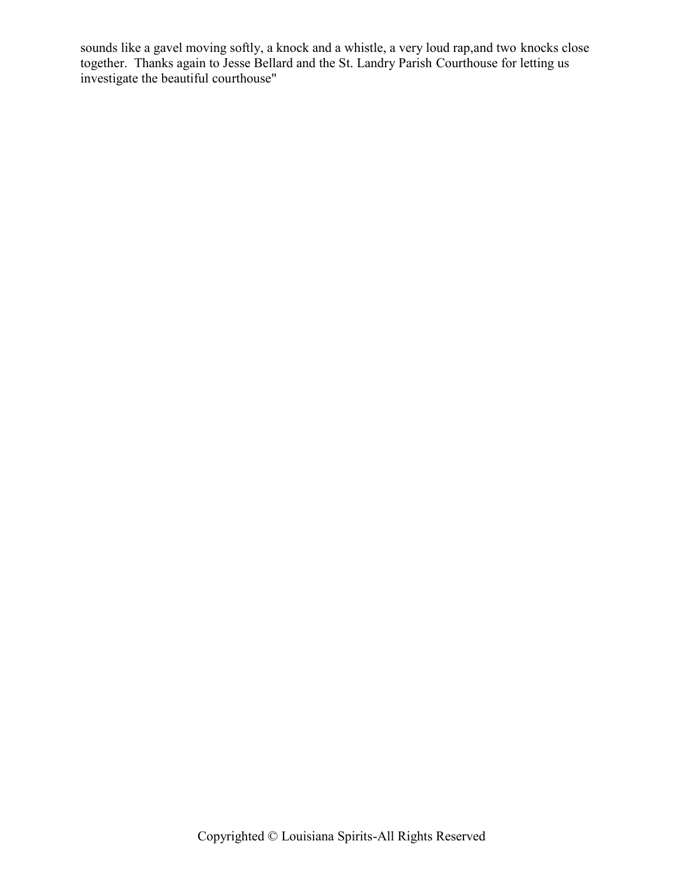sounds like a gavel moving softly, a knock and a whistle, a very loud rap,and two knocks close together. Thanks again to Jesse Bellard and the St. Landry Parish Courthouse for letting us investigate the beautiful courthouse"

Copyrighted © Louisiana Spirits-All Rights Reserved